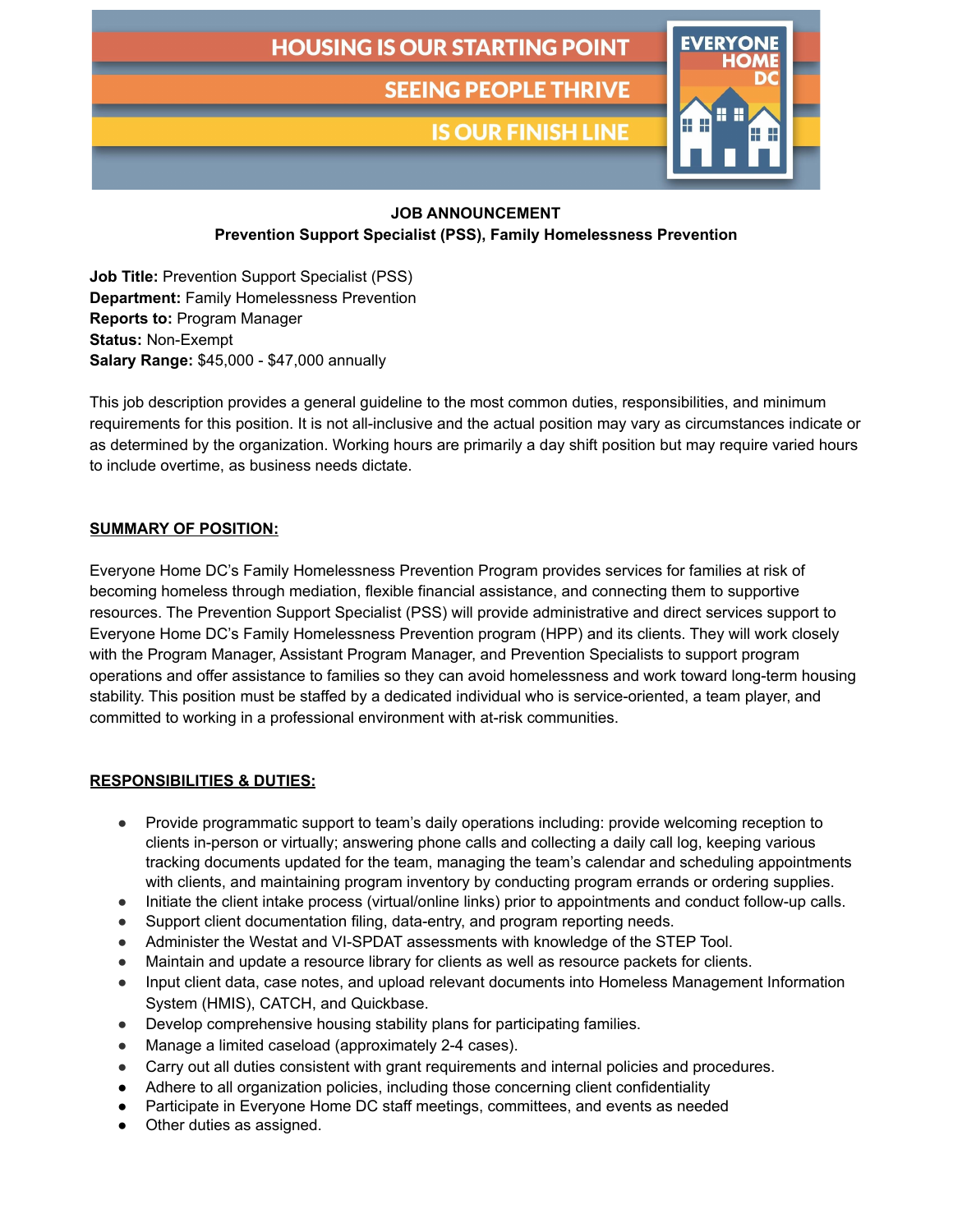HOUSING IS OUR STARTING POINT

SEEING PEOPLE THRIVE

IS OUR FINISH LINE

EVERYONE HOME DC

**JOB ANNOUNCEMENT**
**Prevention Support Specialist (PSS), Family Homelessness Prevention**

**Job Title:** Prevention Support Specialist (PSS)
**Department:** Family Homelessness Prevention
**Reports to:** Program Manager
**Status:** Non-Exempt
**Salary Range:** $45,000 - $47,000 annually

This job description provides a general guideline to the most common duties, responsibilities, and minimum requirements for this position. It is not all-inclusive and the actual position may vary as circumstances indicate or as determined by the organization. Working hours are primarily a day shift position but may require varied hours to include overtime, as business needs dictate.

## SUMMARY OF POSITION:

Everyone Home DC's Family Homelessness Prevention Program provides services for families at risk of becoming homeless through mediation, flexible financial assistance, and connecting them to supportive resources. The Prevention Support Specialist (PSS) will provide administrative and direct services support to Everyone Home DC's Family Homelessness Prevention program (HPP) and its clients. They will work closely with the Program Manager, Assistant Program Manager, and Prevention Specialists to support program operations and offer assistance to families so they can avoid homelessness and work toward long-term housing stability. This position must be staffed by a dedicated individual who is service-oriented, a team player, and committed to working in a professional environment with at-risk communities.

## RESPONSIBILITIES & DUTIES:

- Provide programmatic support to team's daily operations including: provide welcoming reception to clients in-person or virtually; answering phone calls and collecting a daily call log, keeping various tracking documents updated for the team, managing the team's calendar and scheduling appointments with clients, and maintaining program inventory by conducting program errands or ordering supplies.
- Initiate the client intake process (virtual/online links) prior to appointments and conduct follow-up calls.
- Support client documentation filing, data-entry, and program reporting needs.
- Administer the Westat and VI-SPDAT assessments with knowledge of the STEP Tool.
- Maintain and update a resource library for clients as well as resource packets for clients.
- Input client data, case notes, and upload relevant documents into Homeless Management Information System (HMIS), CATCH, and Quickbase.
- Develop comprehensive housing stability plans for participating families.
- Manage a limited caseload (approximately 2-4 cases).
- Carry out all duties consistent with grant requirements and internal policies and procedures.
- Adhere to all organization policies, including those concerning client confidentiality
- Participate in Everyone Home DC staff meetings, committees, and events as needed
- Other duties as assigned.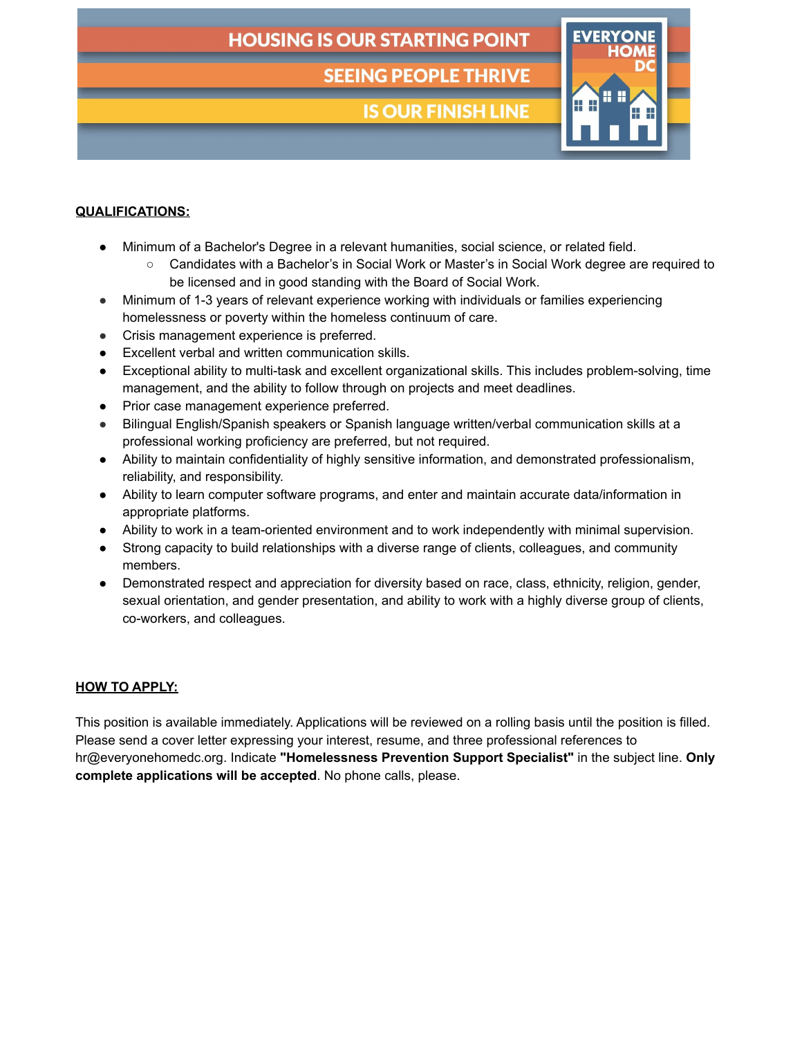## QUALIFICATIONS:

- Minimum of a Bachelor's Degree in a relevant humanities, social science, or related field.
  - Candidates with a Bachelor's in Social Work or Master's in Social Work degree are required to be licensed and in good standing with the Board of Social Work.
- Minimum of 1-3 years of relevant experience working with individuals or families experiencing homelessness or poverty within the homeless continuum of care.
- Crisis management experience is preferred.
- Excellent verbal and written communication skills.
- Exceptional ability to multi-task and excellent organizational skills. This includes problem-solving, time management, and the ability to follow through on projects and meet deadlines.
- Prior case management experience preferred.
- Bilingual English/Spanish speakers or Spanish language written/verbal communication skills at a professional working proficiency are preferred, but not required.
- Ability to maintain confidentiality of highly sensitive information, and demonstrated professionalism, reliability, and responsibility.
- Ability to learn computer software programs, and enter and maintain accurate data/information in appropriate platforms.
- Ability to work in a team-oriented environment and to work independently with minimal supervision.
- Strong capacity to build relationships with a diverse range of clients, colleagues, and community members.
- Demonstrated respect and appreciation for diversity based on race, class, ethnicity, religion, gender, sexual orientation, and gender presentation, and ability to work with a highly diverse group of clients, co-workers, and colleagues.

## HOW TO APPLY:

This position is available immediately. Applications will be reviewed on a rolling basis until the position is filled. Please send a cover letter expressing your interest, resume, and three professional references to hr@everyonehomedc.org. Indicate **"Homelessness Prevention Support Specialist"** in the subject line. **Only complete applications will be accepted**. No phone calls, please.